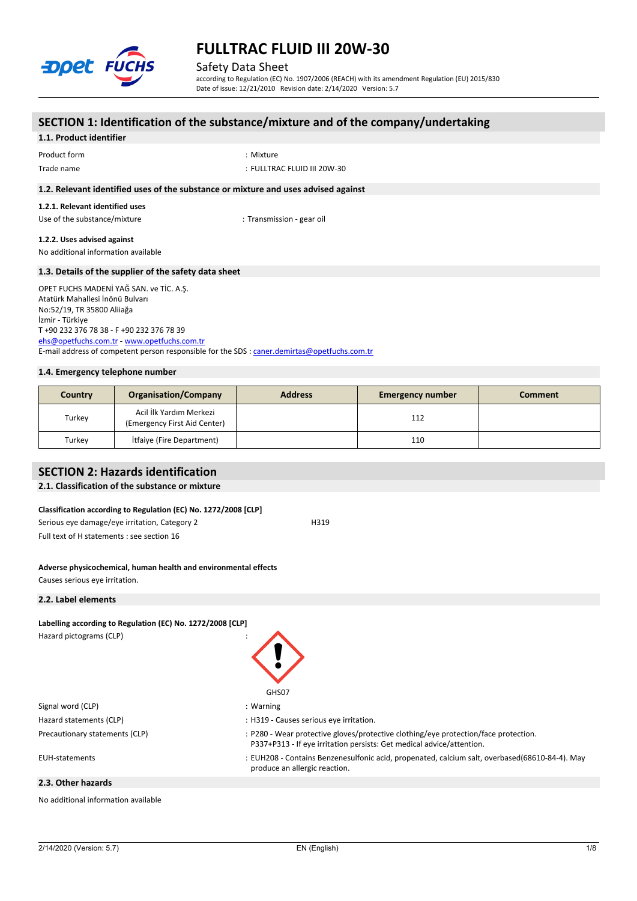# FULLTRAC FLUID III 20W-30

Safety Data Sheet

according to Regulation (EC) No. 1907/2006 (REACH) with its amendment Regulation (EU) 2015/830

Date of issue: 12/21/2010 Revision date: 2/14/2020 Version: 5.7

## SECTION 1: Identification of the substance/mixture and of the company/undertaking

### 1.1. Product identifier

Product form : Mixture

Trade name : FULLTRAC FLUID III 20W-30

### 1.2. Relevant identified uses of the substance or mixture and uses advised against

#### 1.2.1. Relevant identified uses

Use of the substance/mixture : Transmission - gear oil

#### 1.2.2. Uses advised against

No additional information available

### 1.3. Details of the supplier of the safety data sheet

OPET FUCHS MADENİ YAĞ SAN. ve TİC. A.Ş.
Atatürk Mahallesi İnönü Bulvarı
No:52/19, TR 35800 Aliiağa
İzmir - Türkiye
T +90 232 376 78 38 - F +90 232 376 78 39
ehs@opetfuchs.com.tr - www.opetfuchs.com.tr
E-mail address of competent person responsible for the SDS : caner.demirtas@opetfuchs.com.tr

### 1.4. Emergency telephone number

| Country | Organisation/Company | Address | Emergency number | Comment |
|---|---|---|---|---|
| Turkey | Acil İlk Yardım Merkezi (Emergency First Aid Center) | | 112 | |
| Turkey | İtfaiye (Fire Department) | | 110 | |

## SECTION 2: Hazards identification

### 2.1. Classification of the substance or mixture

**Classification according to Regulation (EC) No. 1272/2008 [CLP]**

Serious eye damage/eye irritation, Category 2 H319

Full text of H statements : see section 16

**Adverse physicochemical, human health and environmental effects**

Causes serious eye irritation.

### 2.2. Label elements

**Labelling according to Regulation (EC) No. 1272/2008 [CLP]**

Hazard pictograms (CLP) :

GHS07

Signal word (CLP) : Warning

Hazard statements (CLP) : H319 - Causes serious eye irritation.

Precautionary statements (CLP) : P280 - Wear protective gloves/protective clothing/eye protection/face protection.
P337+P313 - If eye irritation persists: Get medical advice/attention.

EUH-statements : EUH208 - Contains Benzenesulfonic acid, propenated, calcium salt, overbased(68610-84-4). May produce an allergic reaction.

### 2.3. Other hazards

No additional information available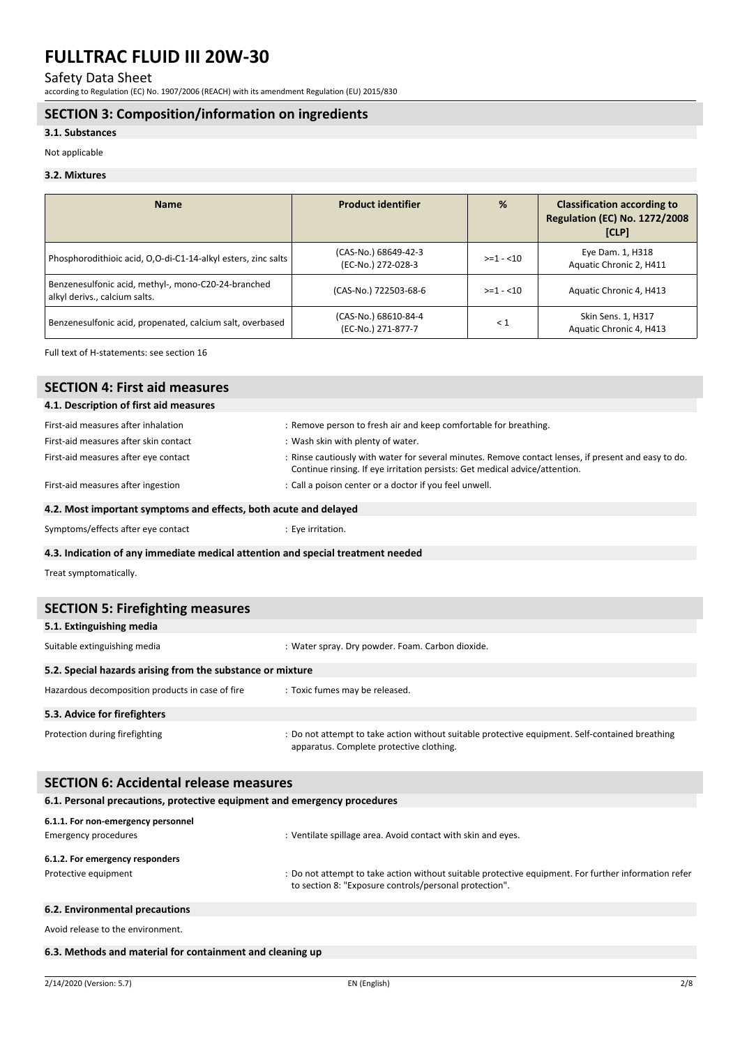## SECTION 3: Composition/information on ingredients

### 3.1. Substances

Not applicable

### 3.2. Mixtures

| Name | Product identifier | % | Classification according to Regulation (EC) No. 1272/2008 [CLP] |
|---|---|---|---|
| Phosphorodithioic acid, O,O-di-C1-14-alkyl esters, zinc salts | (CAS-No.) 68649-42-3<br>(EC-No.) 272-028-3 | >=1 - <10 | Eye Dam. 1, H318<br>Aquatic Chronic 2, H411 |
| Benzenesulfonic acid, methyl-, mono-C20-24-branched alkyl derivs., calcium salts. | (CAS-No.) 722503-68-6 | >=1 - <10 | Aquatic Chronic 4, H413 |
| Benzenesulfonic acid, propenated, calcium salt, overbased | (CAS-No.) 68610-84-4<br>(EC-No.) 271-877-7 | < 1 | Skin Sens. 1, H317<br>Aquatic Chronic 4, H413 |

Full text of H-statements: see section 16

## SECTION 4: First aid measures

### 4.1. Description of first aid measures

First-aid measures after inhalation : Remove person to fresh air and keep comfortable for breathing.

First-aid measures after skin contact : Wash skin with plenty of water.

First-aid measures after eye contact : Rinse cautiously with water for several minutes. Remove contact lenses, if present and easy to do. Continue rinsing. If eye irritation persists: Get medical advice/attention.

First-aid measures after ingestion : Call a poison center or a doctor if you feel unwell.

### 4.2. Most important symptoms and effects, both acute and delayed

Symptoms/effects after eye contact : Eye irritation.

### 4.3. Indication of any immediate medical attention and special treatment needed

Treat symptomatically.

## SECTION 5: Firefighting measures

### 5.1. Extinguishing media

Suitable extinguishing media : Water spray. Dry powder. Foam. Carbon dioxide.

### 5.2. Special hazards arising from the substance or mixture

Hazardous decomposition products in case of fire : Toxic fumes may be released.

### 5.3. Advice for firefighters

Protection during firefighting : Do not attempt to take action without suitable protective equipment. Self-contained breathing apparatus. Complete protective clothing.

## SECTION 6: Accidental release measures

### 6.1. Personal precautions, protective equipment and emergency procedures

#### 6.1.1. For non-emergency personnel

Emergency procedures : Ventilate spillage area. Avoid contact with skin and eyes.

#### 6.1.2. For emergency responders

Protective equipment : Do not attempt to take action without suitable protective equipment. For further information refer to section 8: "Exposure controls/personal protection".

### 6.2. Environmental precautions

Avoid release to the environment.

### 6.3. Methods and material for containment and cleaning up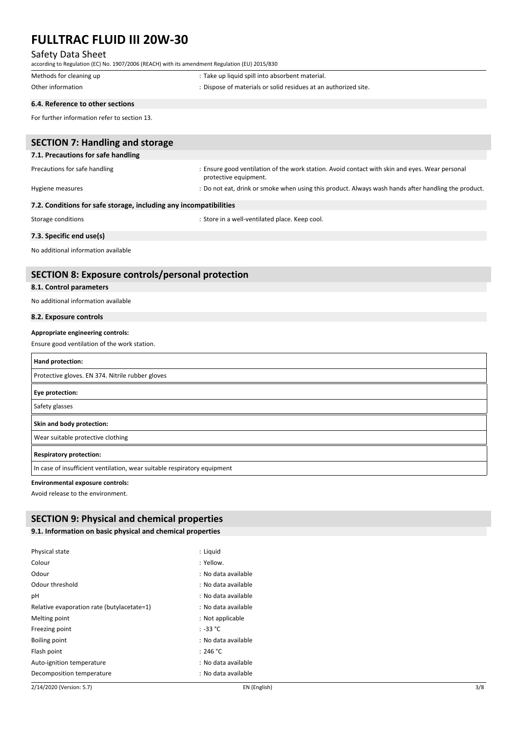| | |
|---|---|
| Methods for cleaning up | : Take up liquid spill into absorbent material. |
| Other information | : Dispose of materials or solid residues at an authorized site. |

### 6.4. Reference to other sections

For further information refer to section 13.

## SECTION 7: Handling and storage

### 7.1. Precautions for safe handling

| | |
|---|---|
| Precautions for safe handling | : Ensure good ventilation of the work station. Avoid contact with skin and eyes. Wear personal protective equipment. |
| Hygiene measures | : Do not eat, drink or smoke when using this product. Always wash hands after handling the product. |

### 7.2. Conditions for safe storage, including any incompatibilities

| | |
|---|---|
| Storage conditions | : Store in a well-ventilated place. Keep cool. |

### 7.3. Specific end use(s)

No additional information available

## SECTION 8: Exposure controls/personal protection

### 8.1. Control parameters

No additional information available

### 8.2. Exposure controls

**Appropriate engineering controls:**

Ensure good ventilation of the work station.

| **Hand protection:** |
|---|
| Protective gloves. EN 374. Nitrile rubber gloves |

| **Eye protection:** |
|---|
| Safety glasses |

| **Skin and body protection:** |
|---|
| Wear suitable protective clothing |

| **Respiratory protection:** |
|---|
| In case of insufficient ventilation, wear suitable respiratory equipment |

**Environmental exposure controls:**

Avoid release to the environment.

## SECTION 9: Physical and chemical properties

### 9.1. Information on basic physical and chemical properties

| | |
|---|---|
| Physical state | : Liquid |
| Colour | : Yellow. |
| Odour | : No data available |
| Odour threshold | : No data available |
| pH | : No data available |
| Relative evaporation rate (butylacetate=1) | : No data available |
| Melting point | : Not applicable |
| Freezing point | : -33 °C |
| Boiling point | : No data available |
| Flash point | : 246 °C |
| Auto-ignition temperature | : No data available |
| Decomposition temperature | : No data available |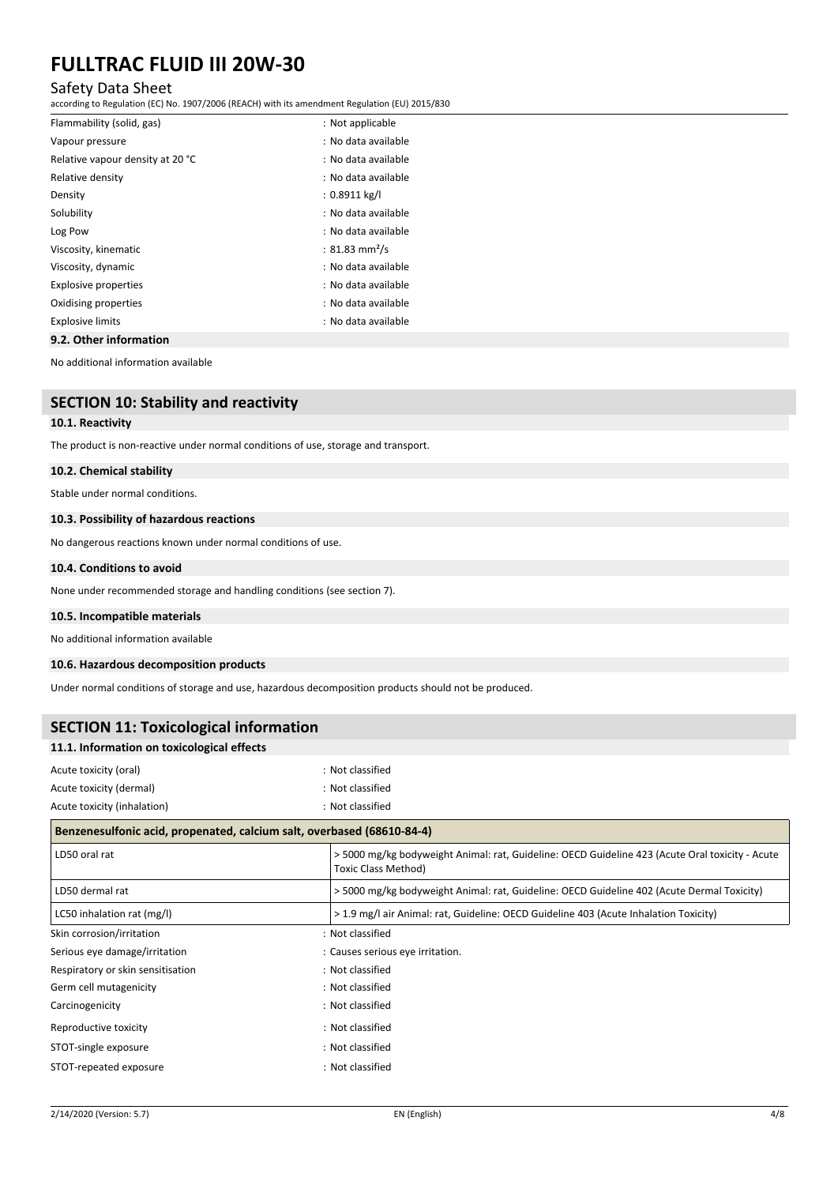| | |
|---|---|
| Flammability (solid, gas) | : Not applicable |
| Vapour pressure | : No data available |
| Relative vapour density at 20 °C | : No data available |
| Relative density | : No data available |
| Density | : 0.8911 kg/l |
| Solubility | : No data available |
| Log Pow | : No data available |
| Viscosity, kinematic | : 81.83 $mm^2/s$ |
| Viscosity, dynamic | : No data available |
| Explosive properties | : No data available |
| Oxidising properties | : No data available |
| Explosive limits | : No data available |

### 9.2. Other information

No additional information available

## SECTION 10: Stability and reactivity

### 10.1. Reactivity

The product is non-reactive under normal conditions of use, storage and transport.

### 10.2. Chemical stability

Stable under normal conditions.

### 10.3. Possibility of hazardous reactions

No dangerous reactions known under normal conditions of use.

### 10.4. Conditions to avoid

None under recommended storage and handling conditions (see section 7).

### 10.5. Incompatible materials

No additional information available

### 10.6. Hazardous decomposition products

Under normal conditions of storage and use, hazardous decomposition products should not be produced.

## SECTION 11: Toxicological information

### 11.1. Information on toxicological effects

| | |
|---|---|
| Acute toxicity (oral) | : Not classified |
| Acute toxicity (dermal) | : Not classified |
| Acute toxicity (inhalation) | : Not classified |

| Benzenesulfonic acid, propenated, calcium salt, overbased (68610-84-4) | |
|---|---|
| LD50 oral rat | > 5000 mg/kg bodyweight Animal: rat, Guideline: OECD Guideline 423 (Acute Oral toxicity - Acute Toxic Class Method) |
| LD50 dermal rat | > 5000 mg/kg bodyweight Animal: rat, Guideline: OECD Guideline 402 (Acute Dermal Toxicity) |
| LC50 inhalation rat (mg/l) | > 1.9 mg/l air Animal: rat, Guideline: OECD Guideline 403 (Acute Inhalation Toxicity) |

| | |
|---|---|
| Skin corrosion/irritation | : Not classified |
| Serious eye damage/irritation | : Causes serious eye irritation. |
| Respiratory or skin sensitisation | : Not classified |
| Germ cell mutagenicity | : Not classified |
| Carcinogenicity | : Not classified |
| Reproductive toxicity | : Not classified |
| STOT-single exposure | : Not classified |
| STOT-repeated exposure | : Not classified |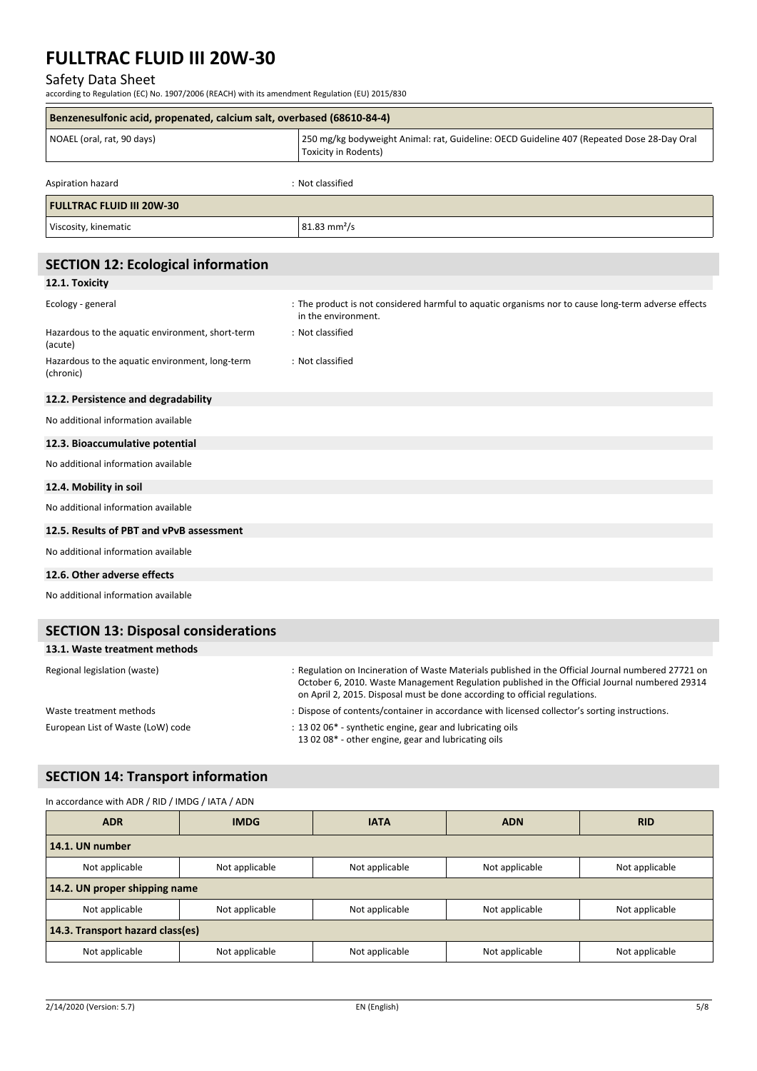| Benzenesulfonic acid, propenated, calcium salt, overbased (68610-84-4) | |
|---|---|
| NOAEL (oral, rat, 90 days) | 250 mg/kg bodyweight Animal: rat, Guideline: OECD Guideline 407 (Repeated Dose 28-Day Oral Toxicity in Rodents) |

Aspiration hazard : Not classified

| FULLTRAC FLUID III 20W-30 | |
|---|---|
| Viscosity, kinematic | 81.83 $mm^2/s$ |

## SECTION 12: Ecological information

### 12.1. Toxicity

Ecology - general : The product is not considered harmful to aquatic organisms nor to cause long-term adverse effects in the environment.

Hazardous to the aquatic environment, short-term (acute) : Not classified

Hazardous to the aquatic environment, long-term (chronic) : Not classified

### 12.2. Persistence and degradability

No additional information available

### 12.3. Bioaccumulative potential

No additional information available

### 12.4. Mobility in soil

No additional information available

### 12.5. Results of PBT and vPvB assessment

No additional information available

### 12.6. Other adverse effects

No additional information available

## SECTION 13: Disposal considerations

### 13.1. Waste treatment methods

Regional legislation (waste) : Regulation on Incineration of Waste Materials published in the Official Journal numbered 27721 on October 6, 2010. Waste Management Regulation published in the Official Journal numbered 29314 on April 2, 2015. Disposal must be done according to official regulations.

Waste treatment methods : Dispose of contents/container in accordance with licensed collector's sorting instructions.

European List of Waste (LoW) code : 13 02 06* - synthetic engine, gear and lubricating oils
13 02 08* - other engine, gear and lubricating oils

## SECTION 14: Transport information

In accordance with ADR / RID / IMDG / IATA / ADN

| ADR | IMDG | IATA | ADN | RID |
|---|---|---|---|---|
| **14.1. UN number** | | | | |
| Not applicable | Not applicable | Not applicable | Not applicable | Not applicable |
| **14.2. UN proper shipping name** | | | | |
| Not applicable | Not applicable | Not applicable | Not applicable | Not applicable |
| **14.3. Transport hazard class(es)** | | | | |
| Not applicable | Not applicable | Not applicable | Not applicable | Not applicable |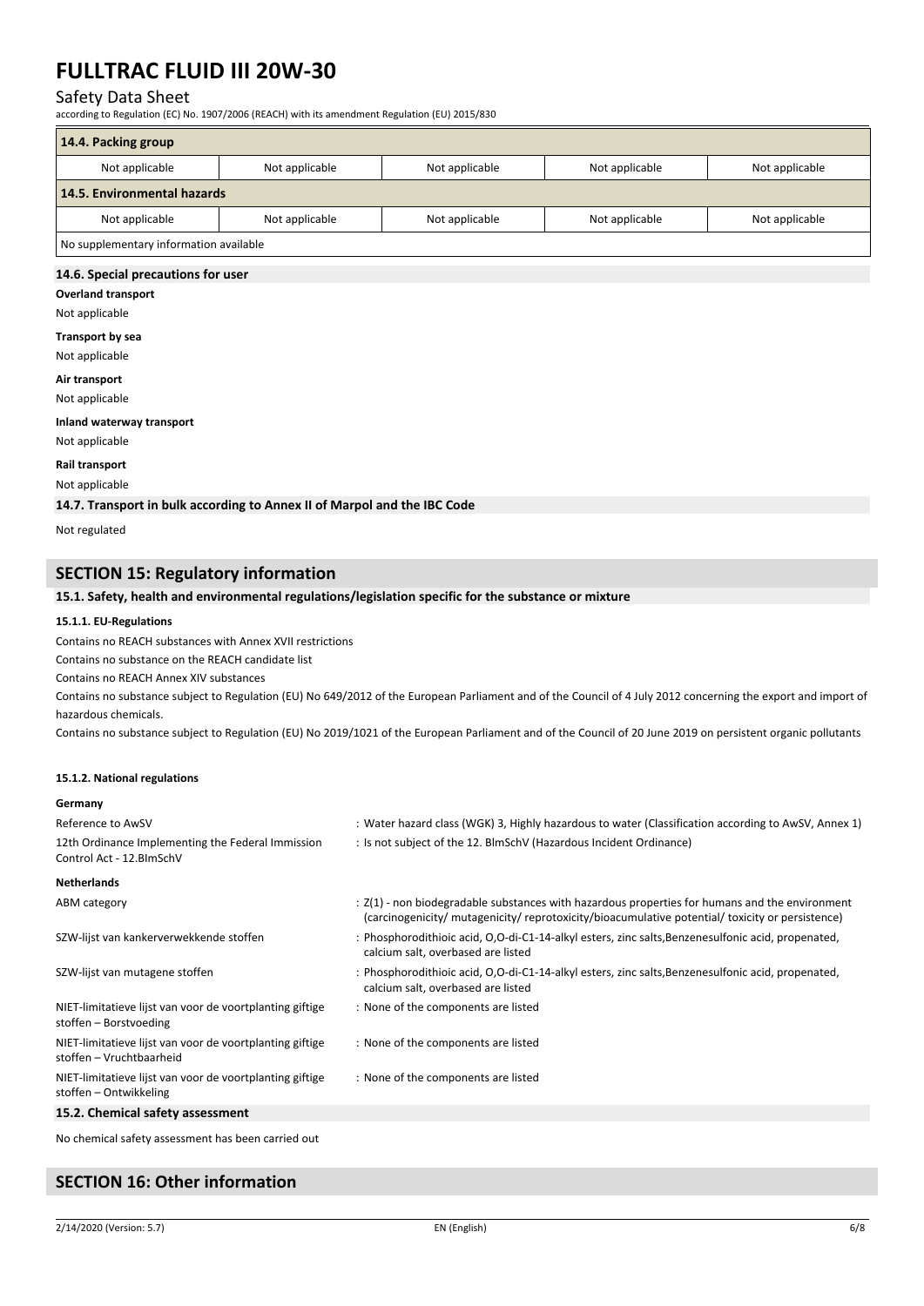| 14.4. Packing group | | | | |
|---|---|---|---|---|
| Not applicable | Not applicable | Not applicable | Not applicable | Not applicable |
| **14.5. Environmental hazards** | | | | |
| Not applicable | Not applicable | Not applicable | Not applicable | Not applicable |
| No supplementary information available | | | | |

### 14.6. Special precautions for user

**Overland transport**

Not applicable

**Transport by sea**

Not applicable

**Air transport**

Not applicable

**Inland waterway transport**

Not applicable

**Rail transport**

Not applicable

### 14.7. Transport in bulk according to Annex II of Marpol and the IBC Code

Not regulated

## SECTION 15: Regulatory information

### 15.1. Safety, health and environmental regulations/legislation specific for the substance or mixture

#### 15.1.1. EU-Regulations

Contains no REACH substances with Annex XVII restrictions

Contains no substance on the REACH candidate list

Contains no REACH Annex XIV substances

Contains no substance subject to Regulation (EU) No 649/2012 of the European Parliament and of the Council of 4 July 2012 concerning the export and import of hazardous chemicals.

Contains no substance subject to Regulation (EU) No 2019/1021 of the European Parliament and of the Council of 20 June 2019 on persistent organic pollutants

#### 15.1.2. National regulations

**Germany**

Reference to AwSV : Water hazard class (WGK) 3, Highly hazardous to water (Classification according to AwSV, Annex 1)

12th Ordinance Implementing the Federal Immission Control Act - 12.BImSchV : Is not subject of the 12. BlmSchV (Hazardous Incident Ordinance)

**Netherlands**

ABM category : Z(1) - non biodegradable substances with hazardous properties for humans and the environment (carcinogenicity/ mutagenicity/ reprotoxicity/bioacumulative potential/ toxicity or persistence)

SZW-lijst van kankerverwekkende stoffen : Phosphorodithioic acid, O,O-di-C1-14-alkyl esters, zinc salts,Benzenesulfonic acid, propenated, calcium salt, overbased are listed

SZW-lijst van mutagene stoffen : Phosphorodithioic acid, O,O-di-C1-14-alkyl esters, zinc salts,Benzenesulfonic acid, propenated, calcium salt, overbased are listed

NIET-limitatieve lijst van voor de voortplanting giftige stoffen – Borstvoeding : None of the components are listed

NIET-limitatieve lijst van voor de voortplanting giftige stoffen – Vruchtbaarheid : None of the components are listed

NIET-limitatieve lijst van voor de voortplanting giftige stoffen – Ontwikkeling : None of the components are listed

### 15.2. Chemical safety assessment

No chemical safety assessment has been carried out

## SECTION 16: Other information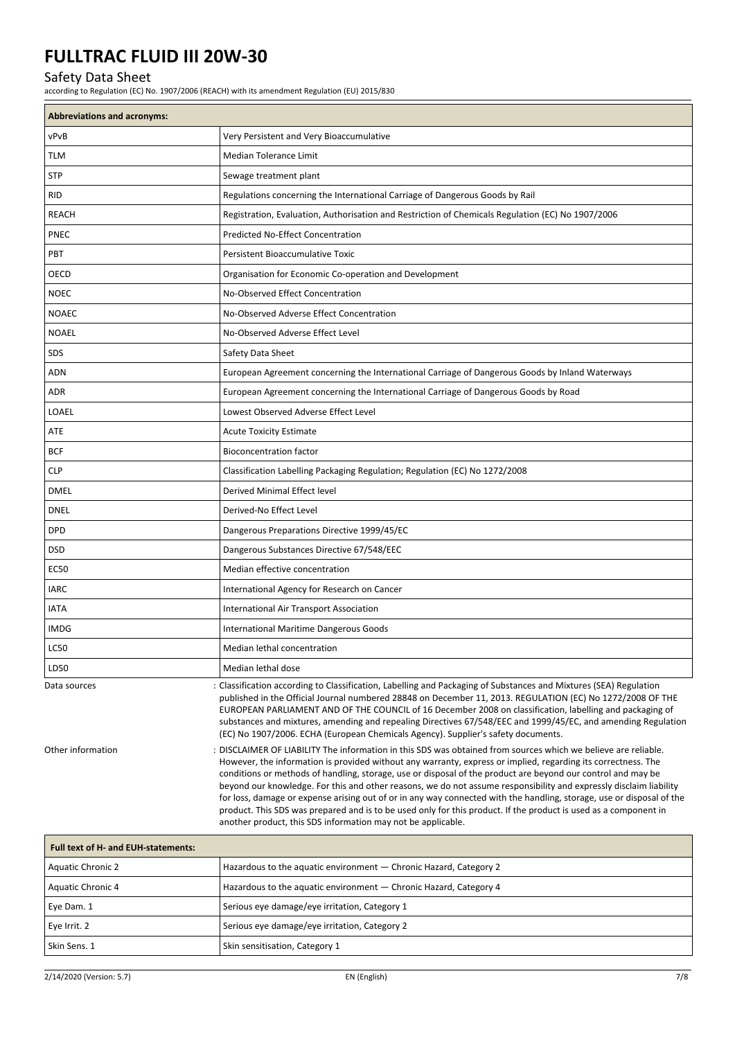| Abbreviations and acronyms: | |
|---|---|
| vPvB | Very Persistent and Very Bioaccumulative |
| TLM | Median Tolerance Limit |
| STP | Sewage treatment plant |
| RID | Regulations concerning the International Carriage of Dangerous Goods by Rail |
| REACH | Registration, Evaluation, Authorisation and Restriction of Chemicals Regulation (EC) No 1907/2006 |
| PNEC | Predicted No-Effect Concentration |
| PBT | Persistent Bioaccumulative Toxic |
| OECD | Organisation for Economic Co-operation and Development |
| NOEC | No-Observed Effect Concentration |
| NOAEC | No-Observed Adverse Effect Concentration |
| NOAEL | No-Observed Adverse Effect Level |
| SDS | Safety Data Sheet |
| ADN | European Agreement concerning the International Carriage of Dangerous Goods by Inland Waterways |
| ADR | European Agreement concerning the International Carriage of Dangerous Goods by Road |
| LOAEL | Lowest Observed Adverse Effect Level |
| ATE | Acute Toxicity Estimate |
| BCF | Bioconcentration factor |
| CLP | Classification Labelling Packaging Regulation; Regulation (EC) No 1272/2008 |
| DMEL | Derived Minimal Effect level |
| DNEL | Derived-No Effect Level |
| DPD | Dangerous Preparations Directive 1999/45/EC |
| DSD | Dangerous Substances Directive 67/548/EEC |
| EC50 | Median effective concentration |
| IARC | International Agency for Research on Cancer |
| IATA | International Air Transport Association |
| IMDG | International Maritime Dangerous Goods |
| LC50 | Median lethal concentration |
| LD50 | Median lethal dose |

Data sources : Classification according to Classification, Labelling and Packaging of Substances and Mixtures (SEA) Regulation published in the Official Journal numbered 28848 on December 11, 2013. REGULATION (EC) No 1272/2008 OF THE EUROPEAN PARLIAMENT AND OF THE COUNCIL of 16 December 2008 on classification, labelling and packaging of substances and mixtures, amending and repealing Directives 67/548/EEC and 1999/45/EC, and amending Regulation (EC) No 1907/2006. ECHA (European Chemicals Agency). Supplier's safety documents.

Other information : DISCLAIMER OF LIABILITY The information in this SDS was obtained from sources which we believe are reliable. However, the information is provided without any warranty, express or implied, regarding its correctness. The conditions or methods of handling, storage, use or disposal of the product are beyond our control and may be beyond our knowledge. For this and other reasons, we do not assume responsibility and expressly disclaim liability for loss, damage or expense arising out of or in any way connected with the handling, storage, use or disposal of the product. This SDS was prepared and is to be used only for this product. If the product is used as a component in another product, this SDS information may not be applicable.

| Full text of H- and EUH-statements: | |
|---|---|
| Aquatic Chronic 2 | Hazardous to the aquatic environment — Chronic Hazard, Category 2 |
| Aquatic Chronic 4 | Hazardous to the aquatic environment — Chronic Hazard, Category 4 |
| Eye Dam. 1 | Serious eye damage/eye irritation, Category 1 |
| Eye Irrit. 2 | Serious eye damage/eye irritation, Category 2 |
| Skin Sens. 1 | Skin sensitisation, Category 1 |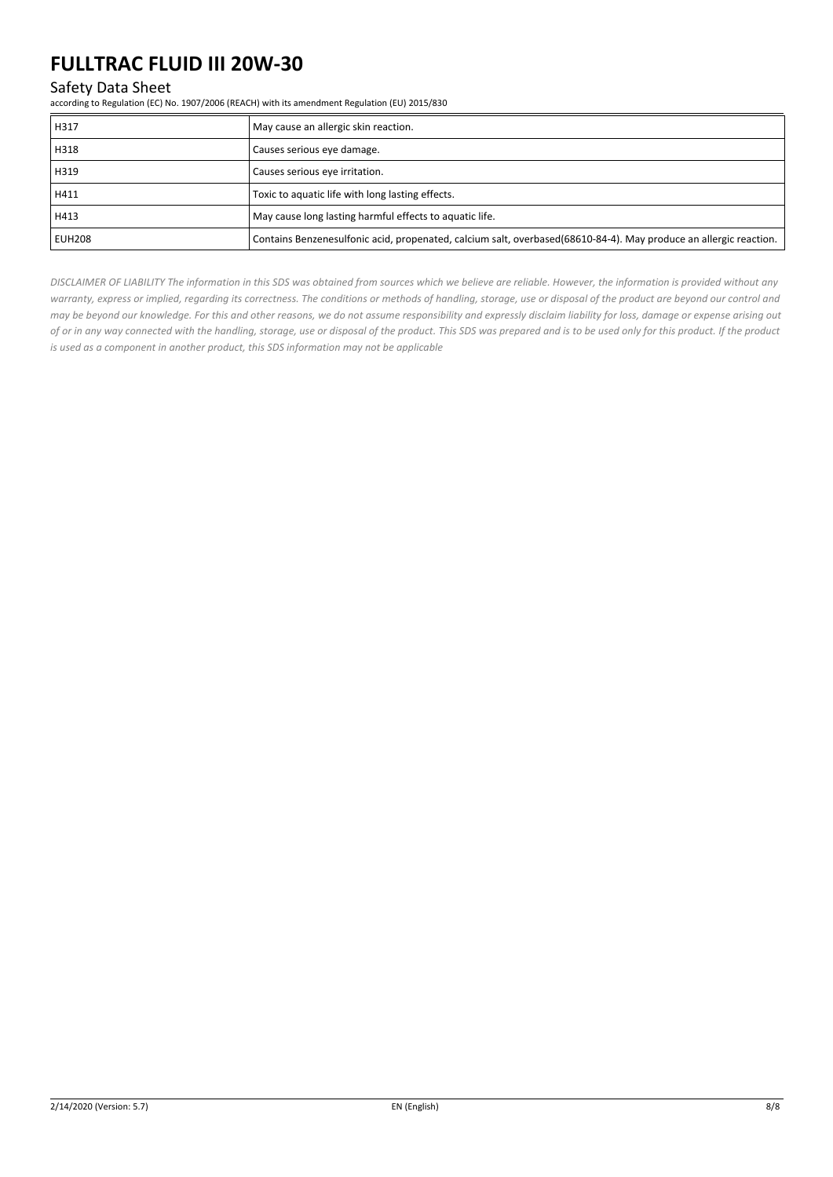| | |
|---|---|
| H317 | May cause an allergic skin reaction. |
| H318 | Causes serious eye damage. |
| H319 | Causes serious eye irritation. |
| H411 | Toxic to aquatic life with long lasting effects. |
| H413 | May cause long lasting harmful effects to aquatic life. |
| EUH208 | Contains Benzenesulfonic acid, propenated, calcium salt, overbased(68610-84-4). May produce an allergic reaction. |

*DISCLAIMER OF LIABILITY The information in this SDS was obtained from sources which we believe are reliable. However, the information is provided without any warranty, express or implied, regarding its correctness. The conditions or methods of handling, storage, use or disposal of the product are beyond our control and may be beyond our knowledge. For this and other reasons, we do not assume responsibility and expressly disclaim liability for loss, damage or expense arising out of or in any way connected with the handling, storage, use or disposal of the product. This SDS was prepared and is to be used only for this product. If the product is used as a component in another product, this SDS information may not be applicable*